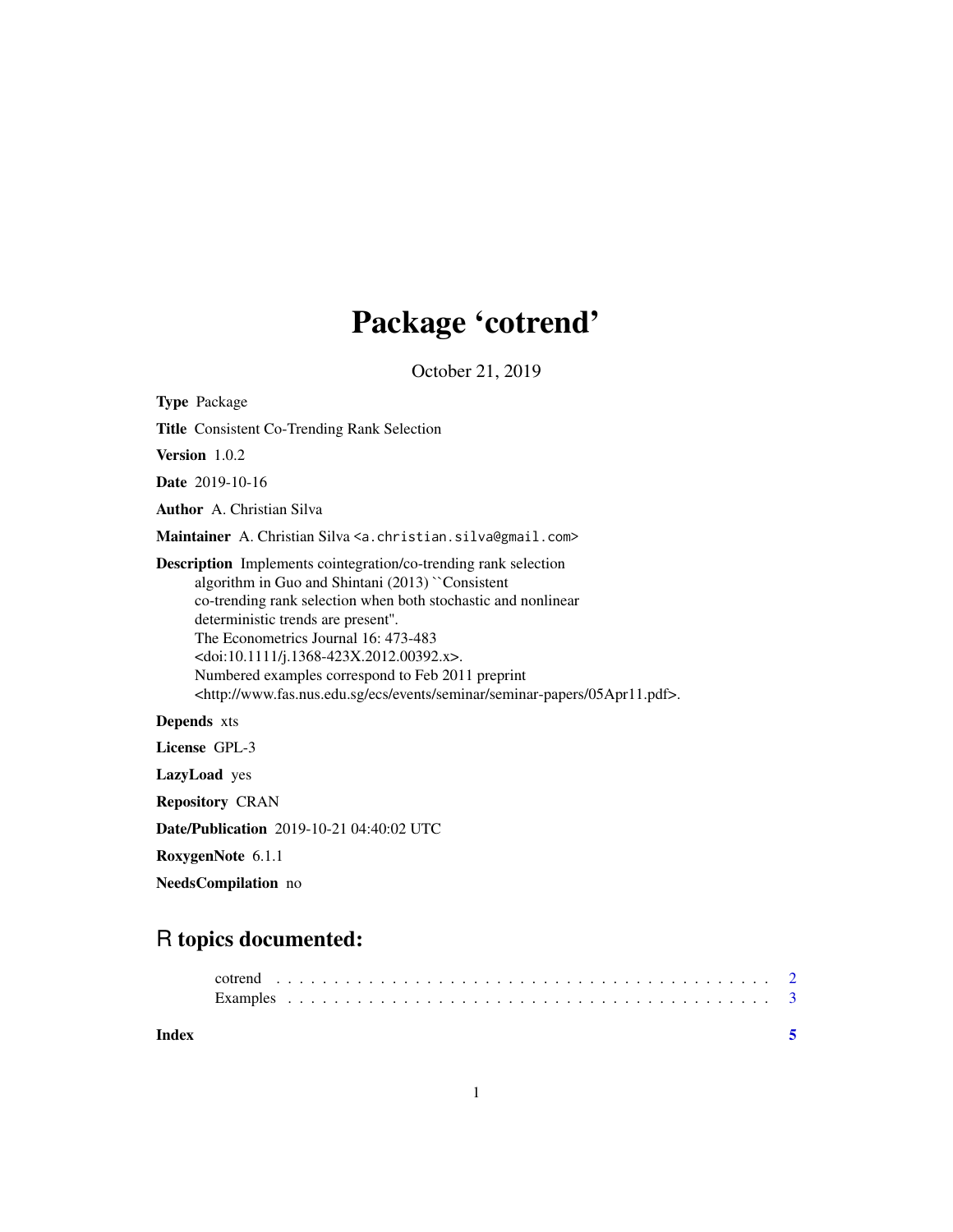# Package 'cotrend'

October 21, 2019

**Type** Package

**Title** Consistent Co-Trending Rank Selection

**Version** 1.0.2

**Date** 2019-10-16

**Author** A. Christian Silva

**Maintainer** A. Christian Silva <a.christian.silva@gmail.com>

**Description** Implements cointegration/co-trending rank selection algorithm in Guo and Shintani (2013) ``Consistent co-trending rank selection when both stochastic and nonlinear deterministic trends are present''. The Econometrics Journal 16: 473-483 <doi:10.1111/j.1368-423X.2012.00392.x>. Numbered examples correspond to Feb 2011 preprint <http://www.fas.nus.edu.sg/ecs/events/seminar/seminar-papers/05Apr11.pdf>.

**Depends** xts

**License** GPL-3

**LazyLoad** yes

**Repository** CRAN

**Date/Publication** 2019-10-21 04:40:02 UTC

**RoxygenNote** 6.1.1

**NeedsCompilation** no

## R topics documented:

- cotrend . . . . . . . . . . . . . . . . . . . . . . . . . . . . . . . . . . . . . . . . . 2
- Examples . . . . . . . . . . . . . . . . . . . . . . . . . . . . . . . . . . . . . . . . 3

**Index** 5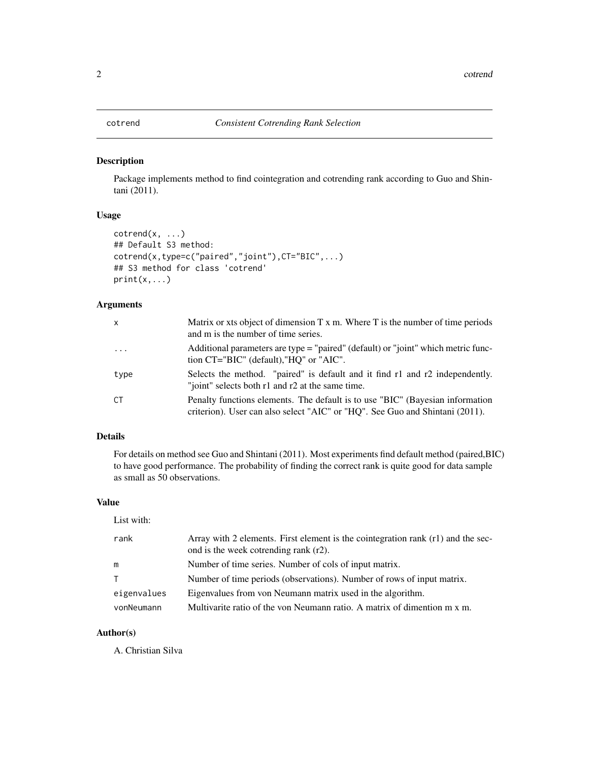# cotrend — *Consistent Cotrending Rank Selection*

## Description

Package implements method to find cointegration and cotrending rank according to Guo and Shintani (2011).

## Usage

```
cotrend(x, ...)
## Default S3 method:
cotrend(x,type=c("paired","joint"),CT="BIC",...)
## S3 method for class 'cotrend'
print(x,...)
```

## Arguments

| | |
|---|---|
| `x` | Matrix or xts object of dimension T x m. Where T is the number of time periods and m is the number of time series. |
| `...` | Additional parameters are type = "paired" (default) or "joint" which metric function CT="BIC" (default),"HQ" or "AIC". |
| `type` | Selects the method. "paired" is default and it find r1 and r2 independently. "joint" selects both r1 and r2 at the same time. |
| `CT` | Penalty functions elements. The default is to use "BIC" (Bayesian information criterion). User can also select "AIC" or "HQ". See Guo and Shintani (2011). |

## Details

For details on method see Guo and Shintani (2011). Most experiments find default method (paired,BIC) to have good performance. The probability of finding the correct rank is quite good for data sample as small as 50 observations.

## Value

List with:

| | |
|---|---|
| `rank` | Array with 2 elements. First element is the cointegration rank (r1) and the second is the week cotrending rank (r2). |
| `m` | Number of time series. Number of cols of input matrix. |
| `T` | Number of time periods (observations). Number of rows of input matrix. |
| `eigenvalues` | Eigenvalues from von Neumann matrix used in the algorithm. |
| `vonNeumann` | Multivarite ratio of the von Neumann ratio. A matrix of dimention m x m. |

## Author(s)

A. Christian Silva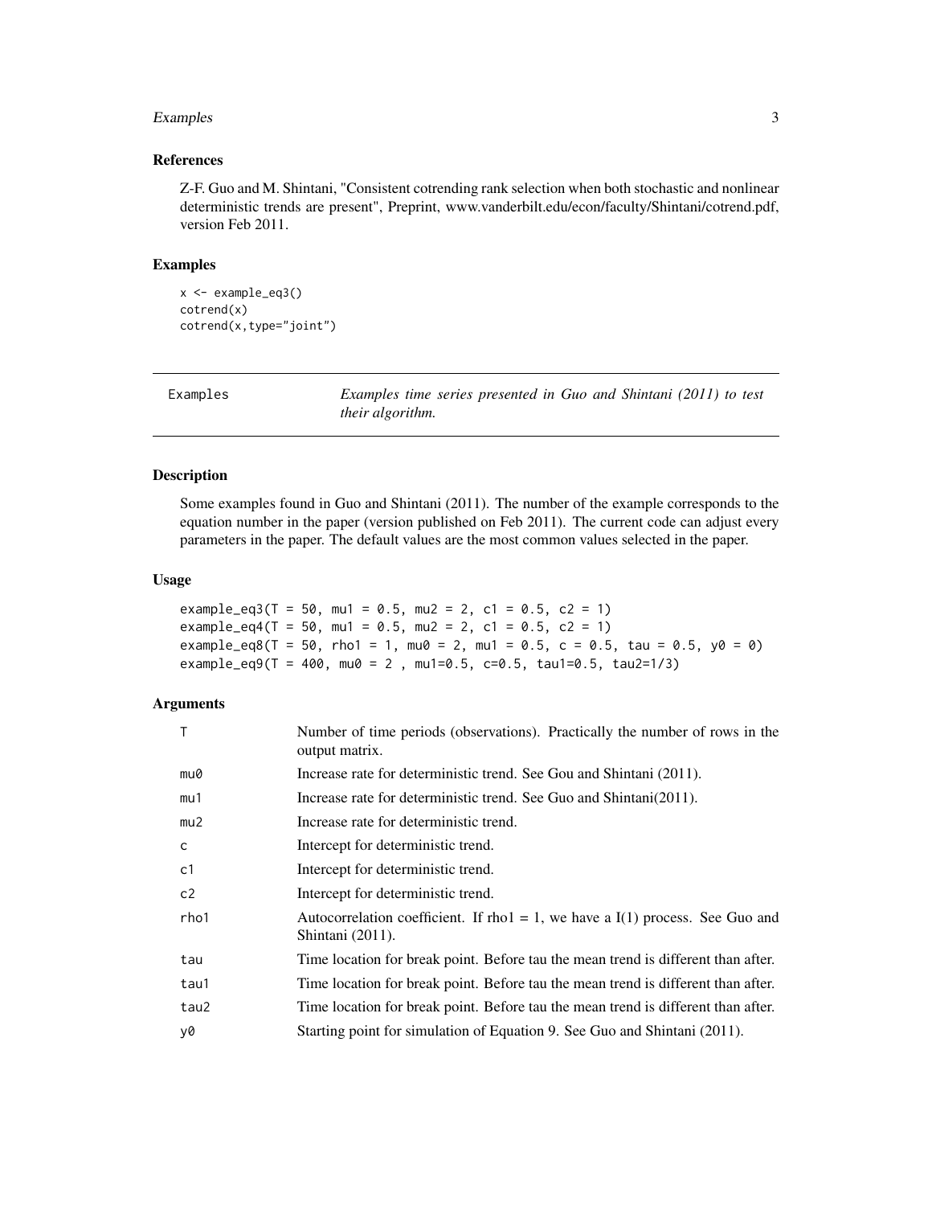### References

Z-F. Guo and M. Shintani, "Consistent cotrending rank selection when both stochastic and nonlinear deterministic trends are present", Preprint, www.vanderbilt.edu/econ/faculty/Shintani/cotrend.pdf, version Feb 2011.

### Examples

```
x <- example_eq3()
cotrend(x)
cotrend(x,type="joint")
```

---

Examples — *Examples time series presented in Guo and Shintani (2011) to test their algorithm.*

---

### Description

Some examples found in Guo and Shintani (2011). The number of the example corresponds to the equation number in the paper (version published on Feb 2011). The current code can adjust every parameters in the paper. The default values are the most common values selected in the paper.

### Usage

```
example_eq3(T = 50, mu1 = 0.5, mu2 = 2, c1 = 0.5, c2 = 1)
example_eq4(T = 50, mu1 = 0.5, mu2 = 2, c1 = 0.5, c2 = 1)
example_eq8(T = 50, rho1 = 1, mu0 = 2, mu1 = 0.5, c = 0.5, tau = 0.5, y0 = 0)
example_eq9(T = 400, mu0 = 2 , mu1=0.5, c=0.5, tau1=0.5, tau2=1/3)
```

### Arguments

| | |
|---|---|
| T | Number of time periods (observations). Practically the number of rows in the output matrix. |
| mu0 | Increase rate for deterministic trend. See Gou and Shintani (2011). |
| mu1 | Increase rate for deterministic trend. See Guo and Shintani(2011). |
| mu2 | Increase rate for deterministic trend. |
| c | Intercept for deterministic trend. |
| c1 | Intercept for deterministic trend. |
| c2 | Intercept for deterministic trend. |
| rho1 | Autocorrelation coefficient. If rho1 = 1, we have a I(1) process. See Guo and Shintani (2011). |
| tau | Time location for break point. Before tau the mean trend is different than after. |
| tau1 | Time location for break point. Before tau the mean trend is different than after. |
| tau2 | Time location for break point. Before tau the mean trend is different than after. |
| y0 | Starting point for simulation of Equation 9. See Guo and Shintani (2011). |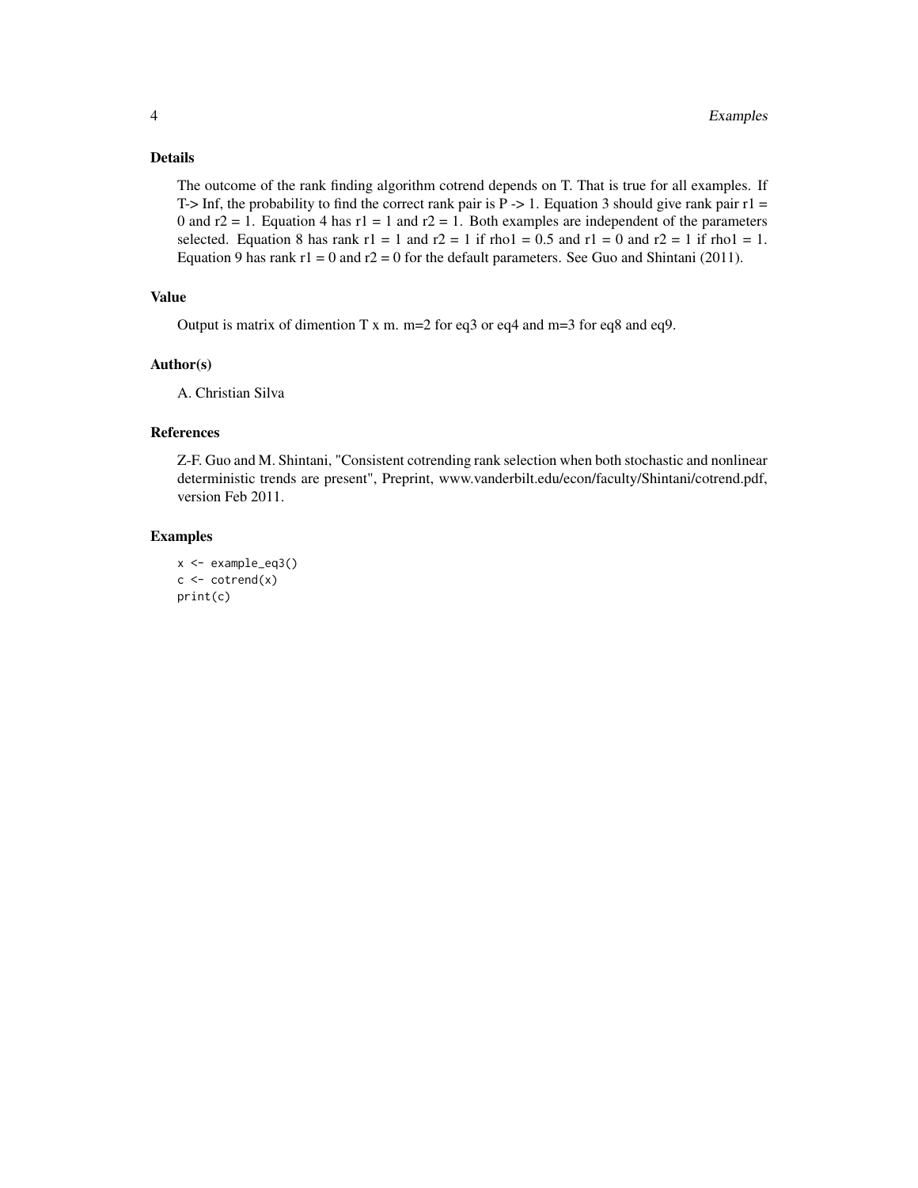## Details

The outcome of the rank finding algorithm cotrend depends on T. That is true for all examples. If T-> Inf, the probability to find the correct rank pair is P -> 1. Equation 3 should give rank pair $r1 = 0$ and $r2 = 1$. Equation 4 has $r1 = 1$ and $r2 = 1$. Both examples are independent of the parameters selected. Equation 8 has rank $r1 = 1$ and $r2 = 1$ if $rho1 = 0.5$ and $r1 = 0$ and $r2 = 1$ if $rho1 = 1$. Equation 9 has rank $r1 = 0$ and $r2 = 0$ for the default parameters. See Guo and Shintani (2011).

## Value

Output is matrix of dimention T x m. m=2 for eq3 or eq4 and m=3 for eq8 and eq9.

## Author(s)

A. Christian Silva

## References

Z-F. Guo and M. Shintani, "Consistent cotrending rank selection when both stochastic and nonlinear deterministic trends are present", Preprint, www.vanderbilt.edu/econ/faculty/Shintani/cotrend.pdf, version Feb 2011.

## Examples

```
x <- example_eq3()
c <- cotrend(x)
print(c)
```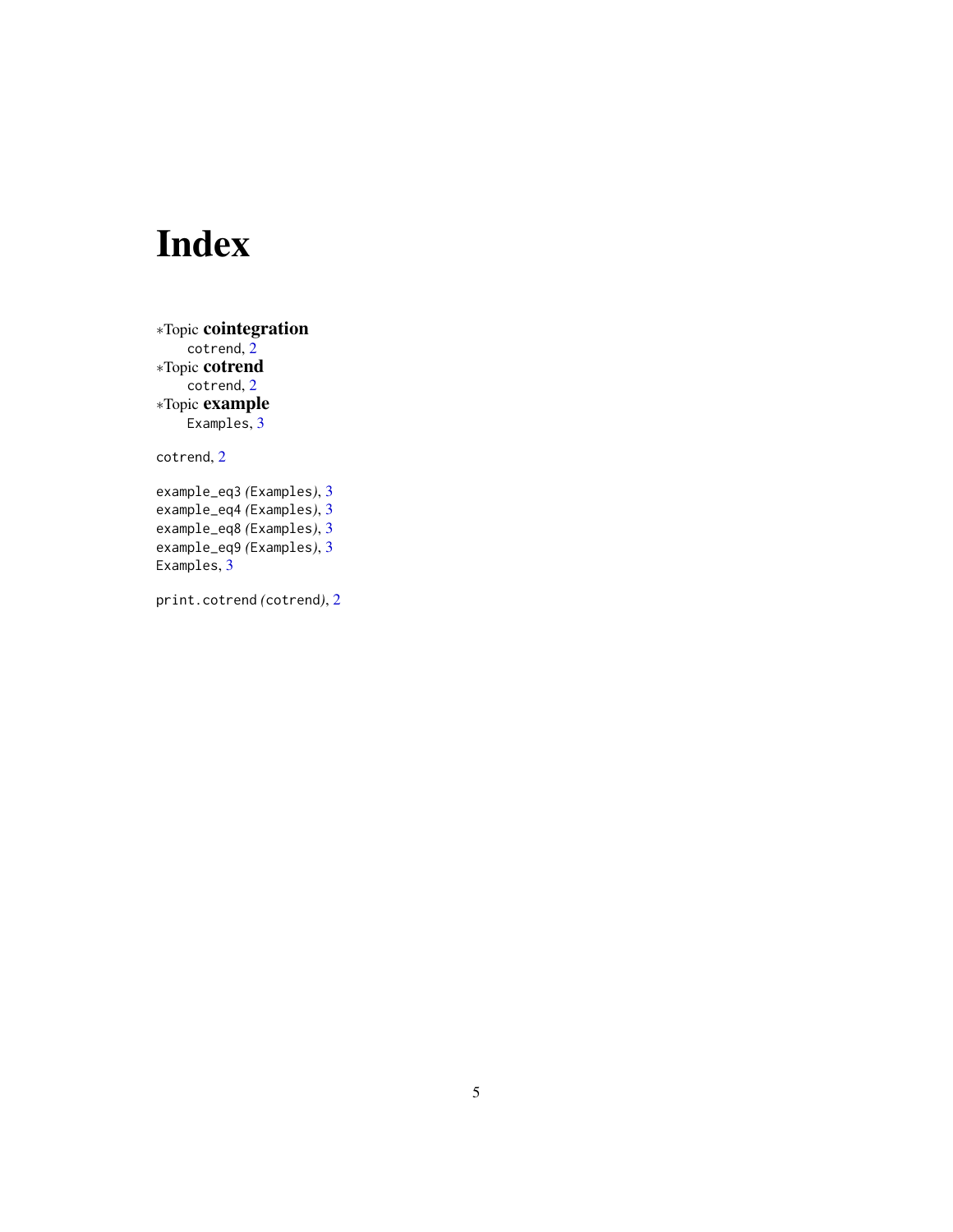# Index

∗Topic **cointegration**
    cotrend, 2
∗Topic **cotrend**
    cotrend, 2
∗Topic **example**
    Examples, 3

cotrend, 2

example_eq3 *(*Examples*)*, 3
example_eq4 *(*Examples*)*, 3
example_eq8 *(*Examples*)*, 3
example_eq9 *(*Examples*)*, 3
Examples, 3

print.cotrend *(*cotrend*)*, 2